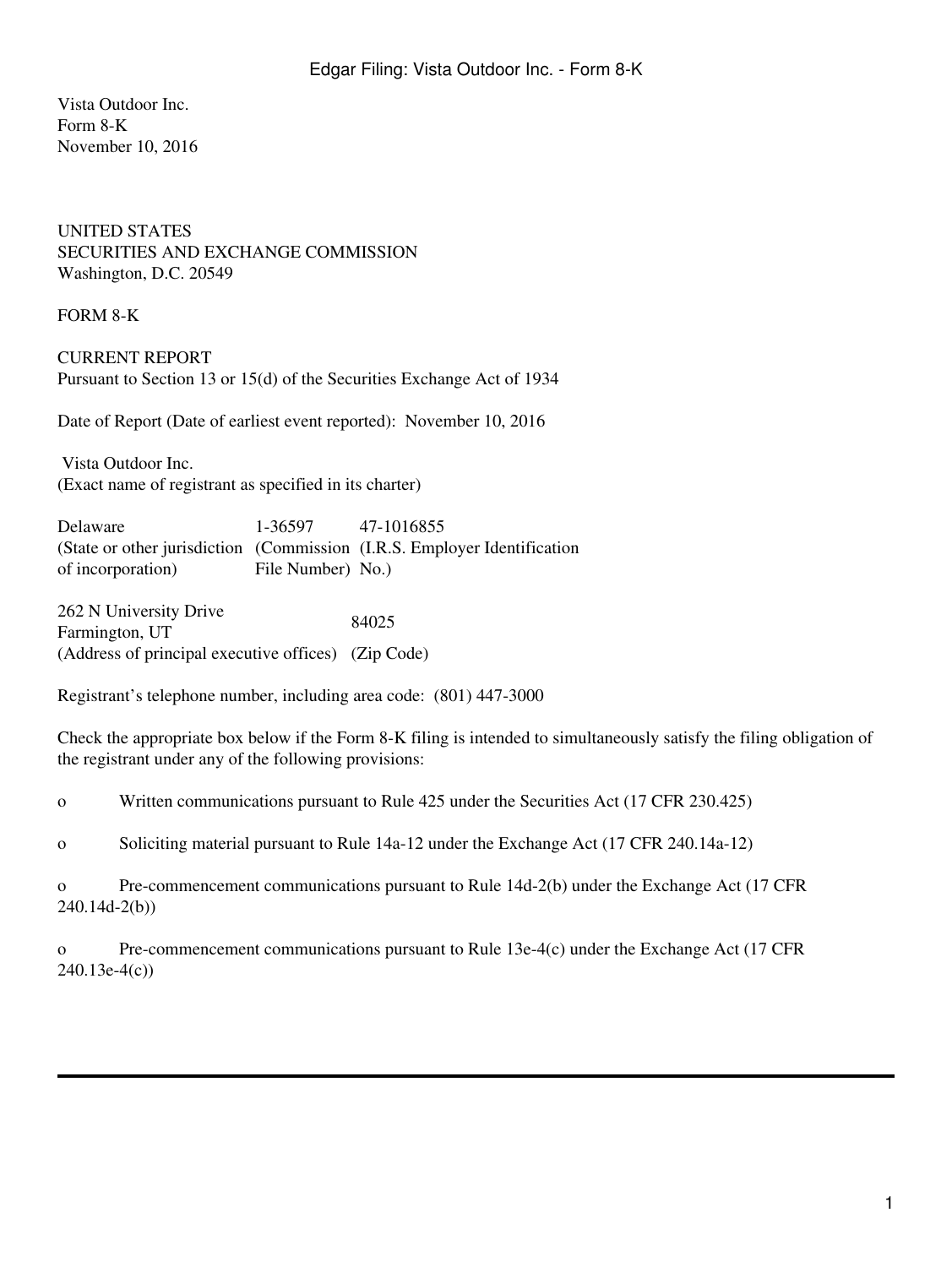Vista Outdoor Inc.
Form 8-K
November 10, 2016

UNITED STATES
SECURITIES AND EXCHANGE COMMISSION
Washington, D.C. 20549

FORM 8-K

CURRENT REPORT
Pursuant to Section 13 or 15(d) of the Securities Exchange Act of 1934

Date of Report (Date of earliest event reported): November 10, 2016

Vista Outdoor Inc.
(Exact name of registrant as specified in its charter)

| Delaware | 1-36597 | 47-1016855 |
|---|---|---|
| (State or other jurisdiction of incorporation) | (Commission File Number) | (I.R.S. Employer Identification No.) |

| 262 N University Drive Farmington, UT | 84025 |
|---|---|
| (Address of principal executive offices) | (Zip Code) |

Registrant's telephone number, including area code: (801) 447-3000

Check the appropriate box below if the Form 8-K filing is intended to simultaneously satisfy the filing obligation of the registrant under any of the following provisions:

o Written communications pursuant to Rule 425 under the Securities Act (17 CFR 230.425)

o Soliciting material pursuant to Rule 14a-12 under the Exchange Act (17 CFR 240.14a-12)

o Pre-commencement communications pursuant to Rule 14d-2(b) under the Exchange Act (17 CFR 240.14d-2(b))

o Pre-commencement communications pursuant to Rule 13e-4(c) under the Exchange Act (17 CFR 240.13e-4(c))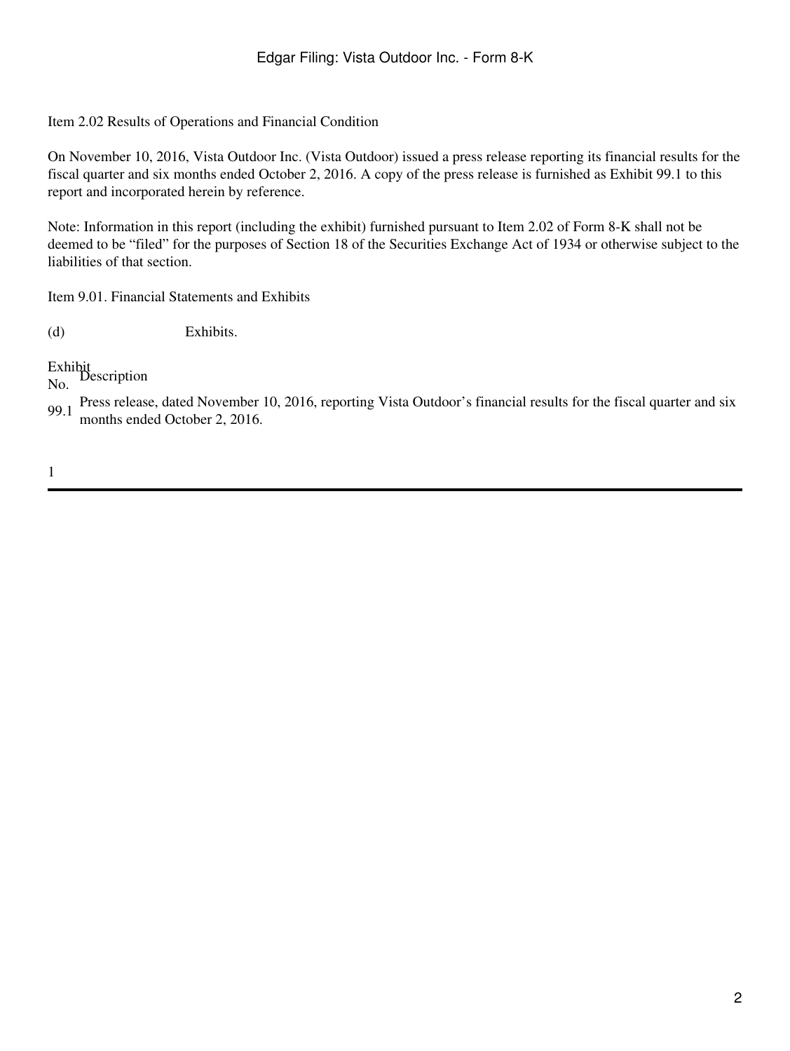Item 2.02 Results of Operations and Financial Condition

On November 10, 2016, Vista Outdoor Inc. (Vista Outdoor) issued a press release reporting its financial results for the fiscal quarter and six months ended October 2, 2016. A copy of the press release is furnished as Exhibit 99.1 to this report and incorporated herein by reference.

Note: Information in this report (including the exhibit) furnished pursuant to Item 2.02 of Form 8-K shall not be deemed to be "filed" for the purposes of Section 18 of the Securities Exchange Act of 1934 or otherwise subject to the liabilities of that section.

Item 9.01. Financial Statements and Exhibits

(d) Exhibits.

| Exhibit No. | Description |
| --- | --- |
| 99.1 | Press release, dated November 10, 2016, reporting Vista Outdoor's financial results for the fiscal quarter and six months ended October 2, 2016. |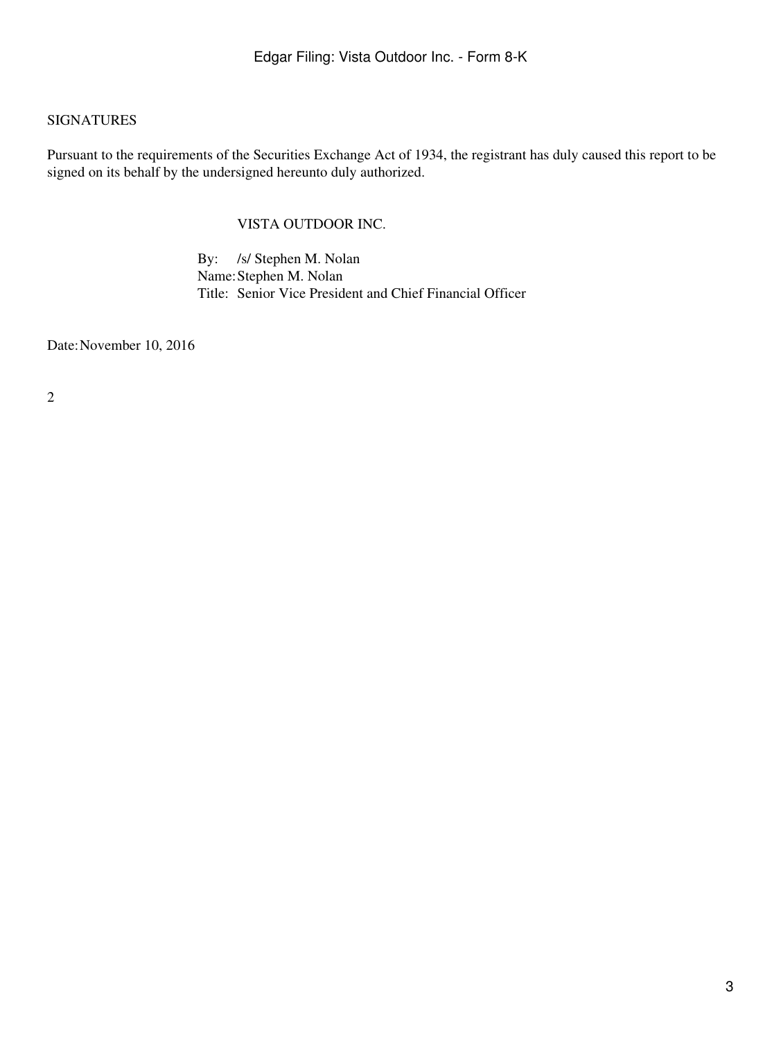SIGNATURES

Pursuant to the requirements of the Securities Exchange Act of 1934, the registrant has duly caused this report to be signed on its behalf by the undersigned hereunto duly authorized.

VISTA OUTDOOR INC.

By: /s/ Stephen M. Nolan
Name: Stephen M. Nolan
Title: Senior Vice President and Chief Financial Officer

Date: November 10, 2016